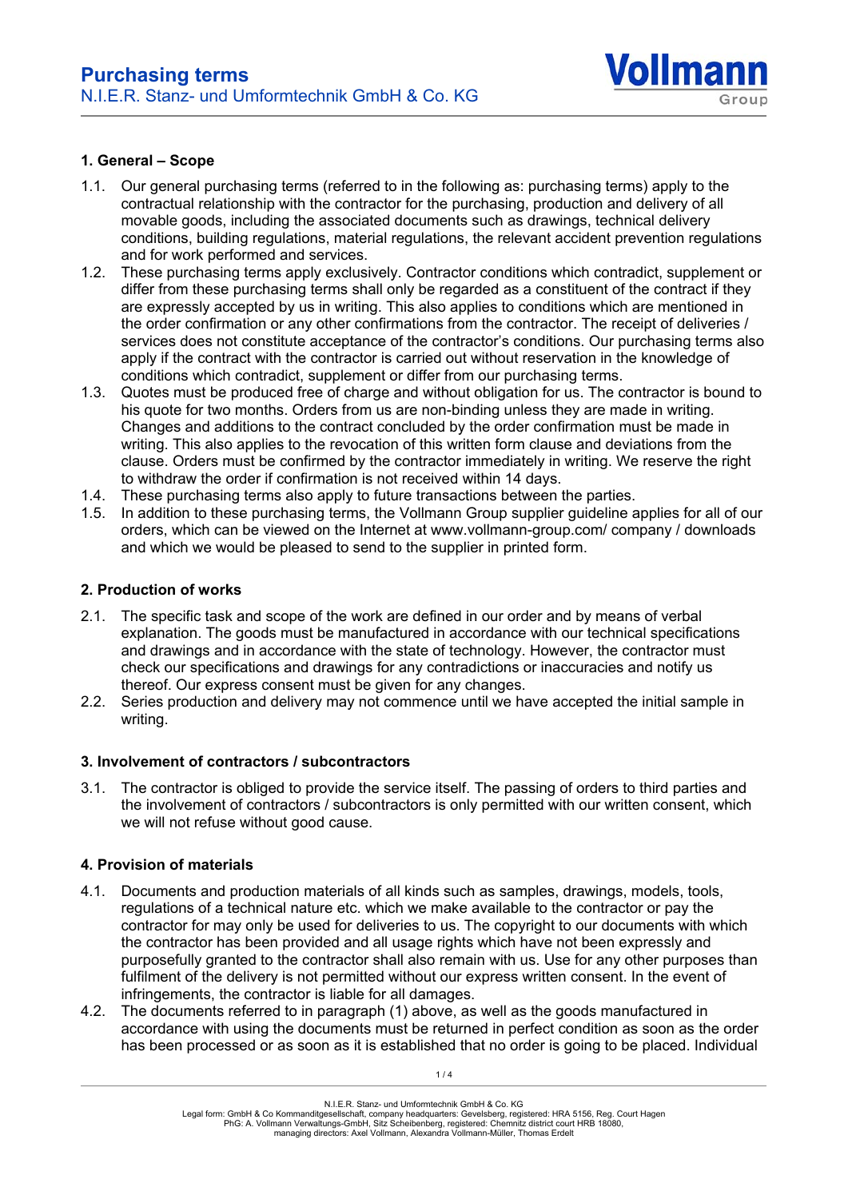# Purchasing terms

## N.I.E.R. Stanz- und Umformtechnik GmbH & Co. KG

### 1. General – Scope

1.1. Our general purchasing terms (referred to in the following as: purchasing terms) apply to the contractual relationship with the contractor for the purchasing, production and delivery of all movable goods, including the associated documents such as drawings, technical delivery conditions, building regulations, material regulations, the relevant accident prevention regulations and for work performed and services.

1.2. These purchasing terms apply exclusively. Contractor conditions which contradict, supplement or differ from these purchasing terms shall only be regarded as a constituent of the contract if they are expressly accepted by us in writing. This also applies to conditions which are mentioned in the order confirmation or any other confirmations from the contractor. The receipt of deliveries / services does not constitute acceptance of the contractor's conditions. Our purchasing terms also apply if the contract with the contractor is carried out without reservation in the knowledge of conditions which contradict, supplement or differ from our purchasing terms.

1.3. Quotes must be produced free of charge and without obligation for us. The contractor is bound to his quote for two months. Orders from us are non-binding unless they are made in writing. Changes and additions to the contract concluded by the order confirmation must be made in writing. This also applies to the revocation of this written form clause and deviations from the clause. Orders must be confirmed by the contractor immediately in writing. We reserve the right to withdraw the order if confirmation is not received within 14 days.

1.4. These purchasing terms also apply to future transactions between the parties.

1.5. In addition to these purchasing terms, the Vollmann Group supplier guideline applies for all of our orders, which can be viewed on the Internet at www.vollmann-group.com/ company / downloads and which we would be pleased to send to the supplier in printed form.

### 2. Production of works

2.1. The specific task and scope of the work are defined in our order and by means of verbal explanation. The goods must be manufactured in accordance with our technical specifications and drawings and in accordance with the state of technology. However, the contractor must check our specifications and drawings for any contradictions or inaccuracies and notify us thereof. Our express consent must be given for any changes.

2.2. Series production and delivery may not commence until we have accepted the initial sample in writing.

### 3. Involvement of contractors / subcontractors

3.1. The contractor is obliged to provide the service itself. The passing of orders to third parties and the involvement of contractors / subcontractors is only permitted with our written consent, which we will not refuse without good cause.

### 4. Provision of materials

4.1. Documents and production materials of all kinds such as samples, drawings, models, tools, regulations of a technical nature etc. which we make available to the contractor or pay the contractor for may only be used for deliveries to us. The copyright to our documents with which the contractor has been provided and all usage rights which have not been expressly and purposefully granted to the contractor shall also remain with us. Use for any other purposes than fulfilment of the delivery is not permitted without our express written consent. In the event of infringements, the contractor is liable for all damages.

4.2. The documents referred to in paragraph (1) above, as well as the goods manufactured in accordance with using the documents must be returned in perfect condition as soon as the order has been processed or as soon as it is established that no order is going to be placed. Individual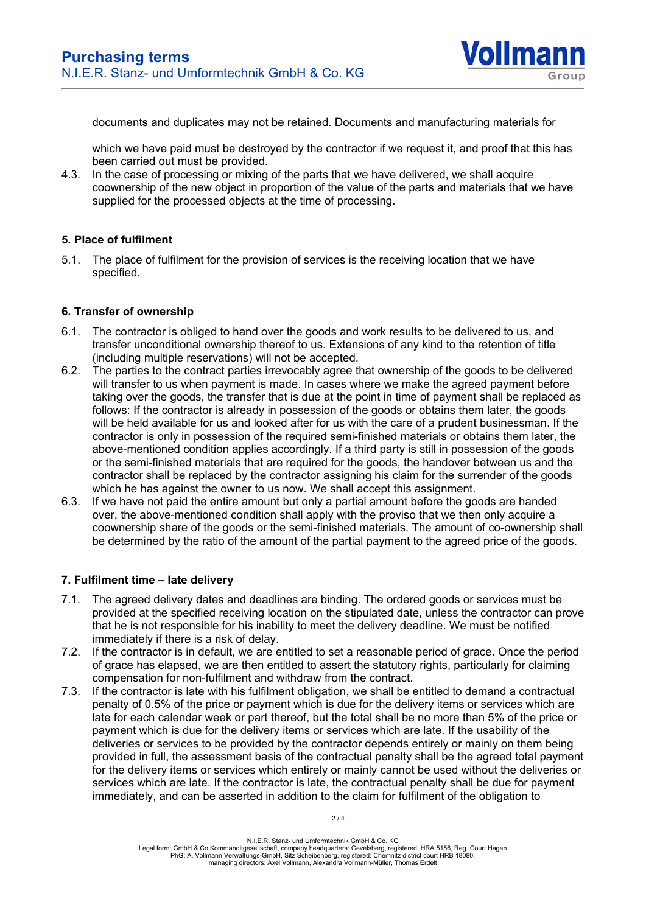documents and duplicates may not be retained. Documents and manufacturing materials for

which we have paid must be destroyed by the contractor if we request it, and proof that this has been carried out must be provided.

4.3. In the case of processing or mixing of the parts that we have delivered, we shall acquire coownership of the new object in proportion of the value of the parts and materials that we have supplied for the processed objects at the time of processing.

### 5. Place of fulfilment

5.1. The place of fulfilment for the provision of services is the receiving location that we have specified.

### 6. Transfer of ownership

6.1. The contractor is obliged to hand over the goods and work results to be delivered to us, and transfer unconditional ownership thereof to us. Extensions of any kind to the retention of title (including multiple reservations) will not be accepted.

6.2. The parties to the contract parties irrevocably agree that ownership of the goods to be delivered will transfer to us when payment is made. In cases where we make the agreed payment before taking over the goods, the transfer that is due at the point in time of payment shall be replaced as follows: If the contractor is already in possession of the goods or obtains them later, the goods will be held available for us and looked after for us with the care of a prudent businessman. If the contractor is only in possession of the required semi-finished materials or obtains them later, the above-mentioned condition applies accordingly. If a third party is still in possession of the goods or the semi-finished materials that are required for the goods, the handover between us and the contractor shall be replaced by the contractor assigning his claim for the surrender of the goods which he has against the owner to us now. We shall accept this assignment.

6.3. If we have not paid the entire amount but only a partial amount before the goods are handed over, the above-mentioned condition shall apply with the proviso that we then only acquire a coownership share of the goods or the semi-finished materials. The amount of co-ownership shall be determined by the ratio of the amount of the partial payment to the agreed price of the goods.

### 7. Fulfilment time – late delivery

7.1. The agreed delivery dates and deadlines are binding. The ordered goods or services must be provided at the specified receiving location on the stipulated date, unless the contractor can prove that he is not responsible for his inability to meet the delivery deadline. We must be notified immediately if there is a risk of delay.

7.2. If the contractor is in default, we are entitled to set a reasonable period of grace. Once the period of grace has elapsed, we are then entitled to assert the statutory rights, particularly for claiming compensation for non-fulfilment and withdraw from the contract.

7.3. If the contractor is late with his fulfilment obligation, we shall be entitled to demand a contractual penalty of 0.5% of the price or payment which is due for the delivery items or services which are late for each calendar week or part thereof, but the total shall be no more than 5% of the price or payment which is due for the delivery items or services which are late. If the usability of the deliveries or services to be provided by the contractor depends entirely or mainly on them being provided in full, the assessment basis of the contractual penalty shall be the agreed total payment for the delivery items or services which entirely or mainly cannot be used without the deliveries or services which are late. If the contractor is late, the contractual penalty shall be due for payment immediately, and can be asserted in addition to the claim for fulfilment of the obligation to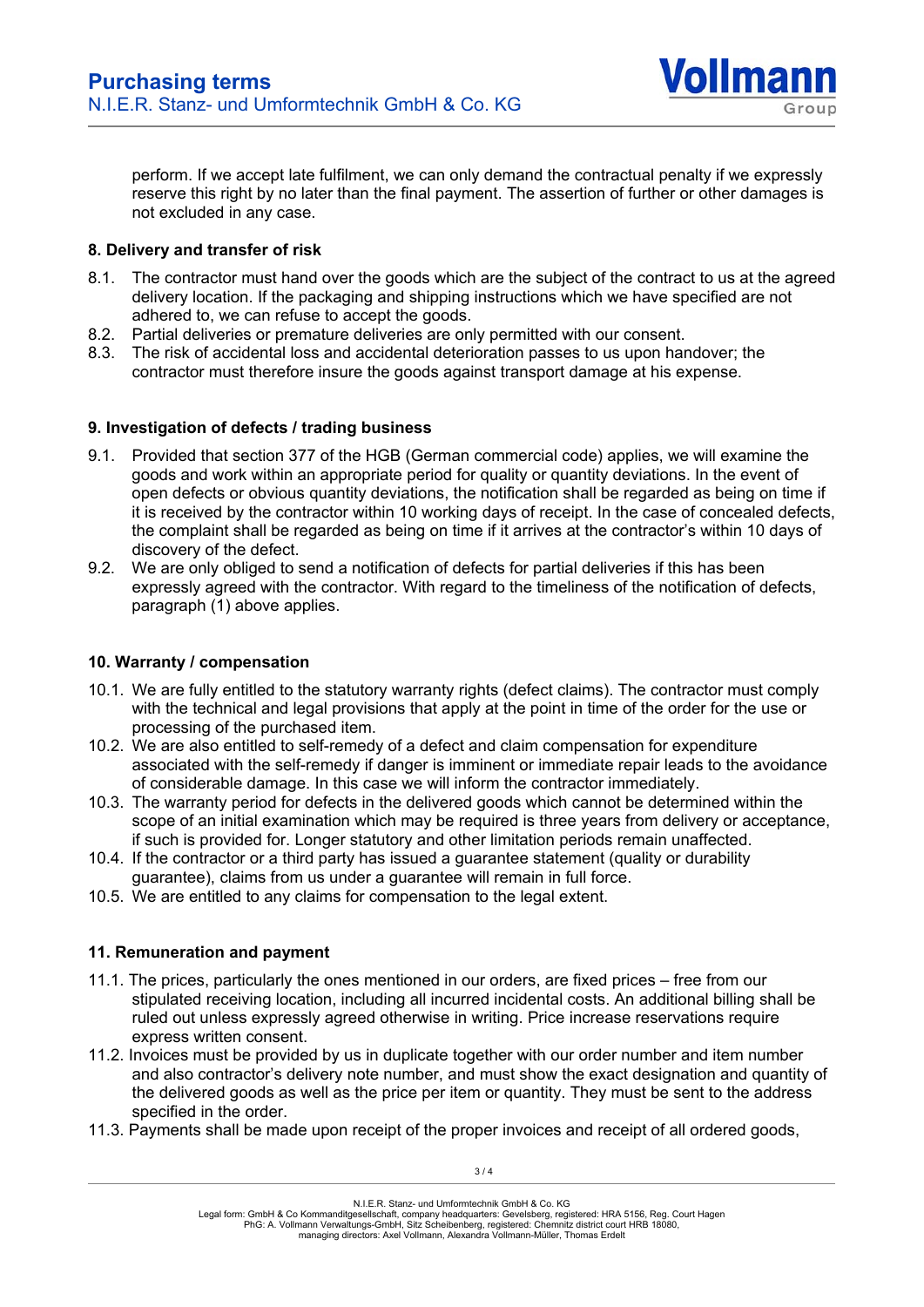perform. If we accept late fulfilment, we can only demand the contractual penalty if we expressly reserve this right by no later than the final payment. The assertion of further or other damages is not excluded in any case.

**8. Delivery and transfer of risk**

8.1. The contractor must hand over the goods which are the subject of the contract to us at the agreed delivery location. If the packaging and shipping instructions which we have specified are not adhered to, we can refuse to accept the goods.

8.2. Partial deliveries or premature deliveries are only permitted with our consent.

8.3. The risk of accidental loss and accidental deterioration passes to us upon handover; the contractor must therefore insure the goods against transport damage at his expense.

**9. Investigation of defects / trading business**

9.1. Provided that section 377 of the HGB (German commercial code) applies, we will examine the goods and work within an appropriate period for quality or quantity deviations. In the event of open defects or obvious quantity deviations, the notification shall be regarded as being on time if it is received by the contractor within 10 working days of receipt. In the case of concealed defects, the complaint shall be regarded as being on time if it arrives at the contractor's within 10 days of discovery of the defect.

9.2. We are only obliged to send a notification of defects for partial deliveries if this has been expressly agreed with the contractor. With regard to the timeliness of the notification of defects, paragraph (1) above applies.

**10. Warranty / compensation**

10.1. We are fully entitled to the statutory warranty rights (defect claims). The contractor must comply with the technical and legal provisions that apply at the point in time of the order for the use or processing of the purchased item.

10.2. We are also entitled to self-remedy of a defect and claim compensation for expenditure associated with the self-remedy if danger is imminent or immediate repair leads to the avoidance of considerable damage. In this case we will inform the contractor immediately.

10.3. The warranty period for defects in the delivered goods which cannot be determined within the scope of an initial examination which may be required is three years from delivery or acceptance, if such is provided for. Longer statutory and other limitation periods remain unaffected.

10.4. If the contractor or a third party has issued a guarantee statement (quality or durability guarantee), claims from us under a guarantee will remain in full force.

10.5. We are entitled to any claims for compensation to the legal extent.

**11. Remuneration and payment**

11.1. The prices, particularly the ones mentioned in our orders, are fixed prices – free from our stipulated receiving location, including all incurred incidental costs. An additional billing shall be ruled out unless expressly agreed otherwise in writing. Price increase reservations require express written consent.

11.2. Invoices must be provided by us in duplicate together with our order number and item number and also contractor's delivery note number, and must show the exact designation and quantity of the delivered goods as well as the price per item or quantity. They must be sent to the address specified in the order.

11.3. Payments shall be made upon receipt of the proper invoices and receipt of all ordered goods,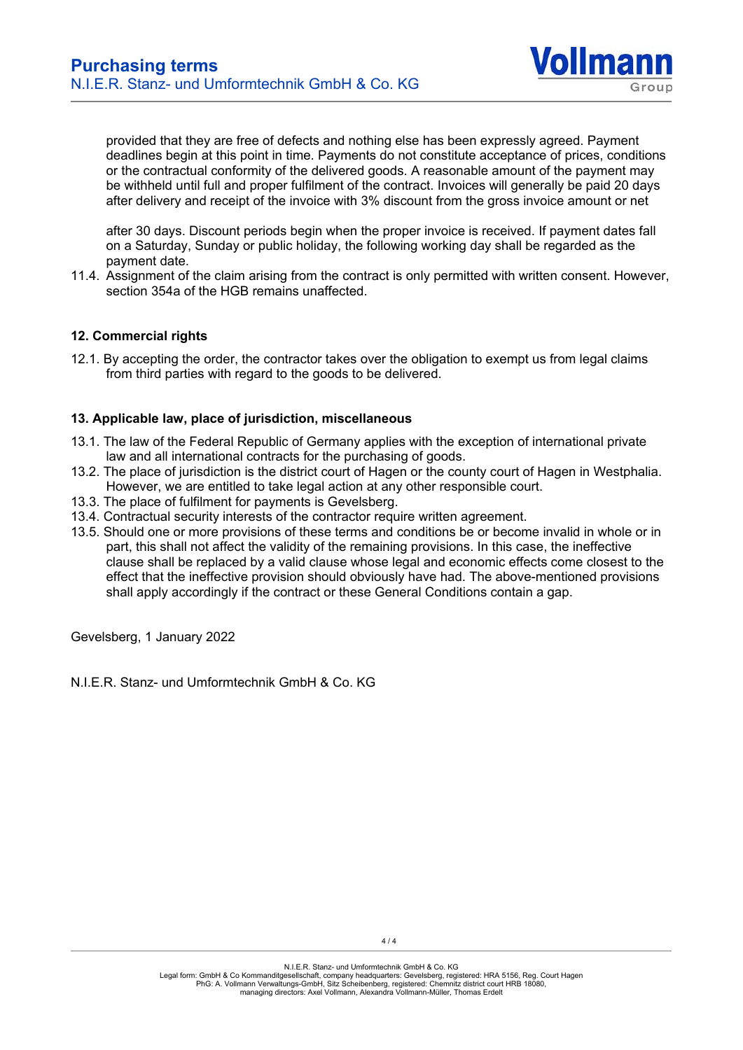provided that they are free of defects and nothing else has been expressly agreed. Payment deadlines begin at this point in time. Payments do not constitute acceptance of prices, conditions or the contractual conformity of the delivered goods. A reasonable amount of the payment may be withheld until full and proper fulfilment of the contract. Invoices will generally be paid 20 days after delivery and receipt of the invoice with 3% discount from the gross invoice amount or net

after 30 days. Discount periods begin when the proper invoice is received. If payment dates fall on a Saturday, Sunday or public holiday, the following working day shall be regarded as the payment date.

11.4. Assignment of the claim arising from the contract is only permitted with written consent. However, section 354a of the HGB remains unaffected.

**12. Commercial rights**

12.1. By accepting the order, the contractor takes over the obligation to exempt us from legal claims from third parties with regard to the goods to be delivered.

**13. Applicable law, place of jurisdiction, miscellaneous**

13.1. The law of the Federal Republic of Germany applies with the exception of international private law and all international contracts for the purchasing of goods.
13.2. The place of jurisdiction is the district court of Hagen or the county court of Hagen in Westphalia. However, we are entitled to take legal action at any other responsible court.
13.3. The place of fulfilment for payments is Gevelsberg.
13.4. Contractual security interests of the contractor require written agreement.
13.5. Should one or more provisions of these terms and conditions be or become invalid in whole or in part, this shall not affect the validity of the remaining provisions. In this case, the ineffective clause shall be replaced by a valid clause whose legal and economic effects come closest to the effect that the ineffective provision should obviously have had. The above-mentioned provisions shall apply accordingly if the contract or these General Conditions contain a gap.

Gevelsberg, 1 January 2022

N.I.E.R. Stanz- und Umformtechnik GmbH & Co. KG